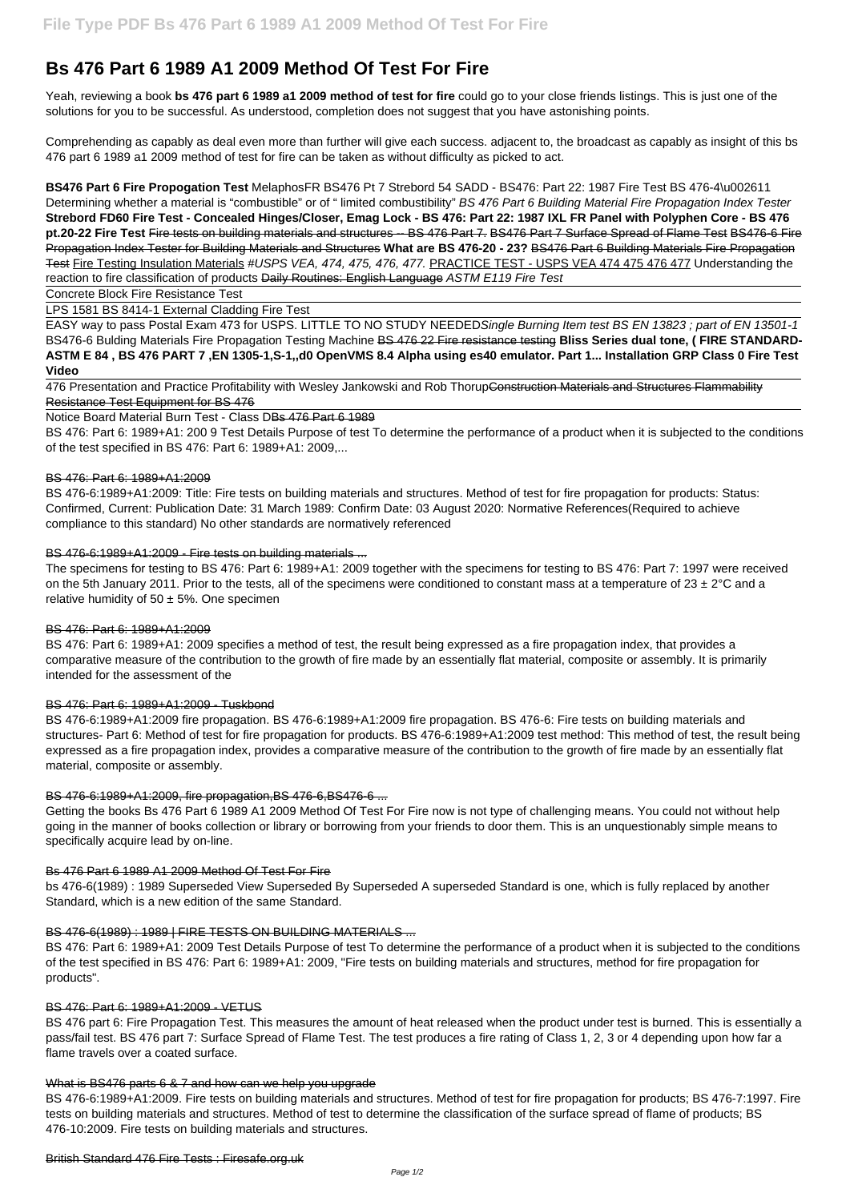# Bs 476 Part 6 1989 A1 2009 Method Of Test For Fire

Yeah, reviewing a book **bs 476 part 6 1989 a1 2009 method of test for fire** could go to your close friends listings. This is just one of the solutions for you to be successful. As understood, completion does not suggest that you have astonishing points.

Comprehending as capably as deal even more than further will give each success. adjacent to, the broadcast as capably as insight of this bs 476 part 6 1989 a1 2009 method of test for fire can be taken as without difficulty as picked to act.

**BS476 Part 6 Fire Propogation Test** MelaphosFR BS476 Pt 7 Strebord 54 SADD - BS476: Part 22: 1987 Fire Test BS 476-4\u002611 Determining whether a material is "combustible" or of " limited combustibility" *BS 476 Part 6 Building Material Fire Propagation Index Tester* **Strebord FD60 Fire Test - Concealed Hinges/Closer, Emag Lock - BS 476: Part 22: 1987 IXL FR Panel with Polyphen Core - BS 476 pt.20-22 Fire Test** ~~Fire tests on building materials and structures -- BS 476 Part 7.~~ ~~BS476 Part 7 Surface Spread of Flame Test~~ ~~BS476-6 Fire Propagation Index Tester for Building Materials and Structures~~ **What are BS 476-20 - 23?** ~~BS476 Part 6 Building Materials Fire Propagation Test~~ Fire Testing Insulation Materials *#USPS VEA, 474, 475, 476, 477.* PRACTICE TEST - USPS VEA 474 475 476 477 Understanding the reaction to fire classification of products ~~Daily Routines: English Language~~ *ASTM E119 Fire Test*

Concrete Block Fire Resistance Test

LPS 1581 BS 8414-1 External Cladding Fire Test

EASY way to pass Postal Exam 473 for USPS. LITTLE TO NO STUDY NEEDED*Single Burning Item test BS EN 13823 ; part of EN 13501-1* BS476-6 Bulding Materials Fire Propagation Testing Machine ~~BS 476 22 Fire resistance testing~~ **Bliss Series dual tone, ( FIRE STANDARD-ASTM E 84 , BS 476 PART 7 ,EN 1305-1,S-1,,d0 OpenVMS 8.4 Alpha using es40 emulator. Part 1... Installation GRP Class 0 Fire Test Video**

476 Presentation and Practice Profitability with Wesley Jankowski and Rob Thorup~~Construction Materials and Structures Flammability Resistance Test Equipment for BS 476~~

Notice Board Material Burn Test - Class D~~Bs 476 Part 6 1989~~

BS 476: Part 6: 1989+A1: 200 9 Test Details Purpose of test To determine the performance of a product when it is subjected to the conditions of the test specified in BS 476: Part 6: 1989+A1: 2009,...

~~BS 476: Part 6: 1989+A1:2009~~

BS 476-6:1989+A1:2009: Title: Fire tests on building materials and structures. Method of test for fire propagation for products: Status: Confirmed, Current: Publication Date: 31 March 1989: Confirm Date: 03 August 2020: Normative References(Required to achieve compliance to this standard) No other standards are normatively referenced

~~BS 476-6:1989+A1:2009 - Fire tests on building materials ...~~

The specimens for testing to BS 476: Part 6: 1989+A1: 2009 together with the specimens for testing to BS 476: Part 7: 1997 were received on the 5th January 2011. Prior to the tests, all of the specimens were conditioned to constant mass at a temperature of $23 \pm 2°C$ and a relative humidity of $50 \pm 5\%$. One specimen

~~BS 476: Part 6: 1989+A1:2009~~

BS 476: Part 6: 1989+A1: 2009 specifies a method of test, the result being expressed as a fire propagation index, that provides a comparative measure of the contribution to the growth of fire made by an essentially flat material, composite or assembly. It is primarily intended for the assessment of the

~~BS 476: Part 6: 1989+A1:2009 - Tuskbond~~

BS 476-6:1989+A1:2009 fire propagation. BS 476-6:1989+A1:2009 fire propagation. BS 476-6: Fire tests on building materials and structures- Part 6: Method of test for fire propagation for products. BS 476-6:1989+A1:2009 test method: This method of test, the result being expressed as a fire propagation index, provides a comparative measure of the contribution to the growth of fire made by an essentially flat material, composite or assembly.

~~BS 476-6:1989+A1:2009, fire propagation,BS 476-6,BS476-6 ...~~

Getting the books Bs 476 Part 6 1989 A1 2009 Method Of Test For Fire now is not type of challenging means. You could not without help going in the manner of books collection or library or borrowing from your friends to door them. This is an unquestionably simple means to specifically acquire lead by on-line.

~~Bs 476 Part 6 1989 A1 2009 Method Of Test For Fire~~

bs 476-6(1989) : 1989 Superseded View Superseded By Superseded A superseded Standard is one, which is fully replaced by another Standard, which is a new edition of the same Standard.

~~BS 476-6(1989) : 1989 | FIRE TESTS ON BUILDING MATERIALS ...~~

BS 476: Part 6: 1989+A1: 2009 Test Details Purpose of test To determine the performance of a product when it is subjected to the conditions of the test specified in BS 476: Part 6: 1989+A1: 2009, "Fire tests on building materials and structures, method for fire propagation for products".

~~BS 476: Part 6: 1989+A1:2009 - VETUS~~

BS 476 part 6: Fire Propagation Test. This measures the amount of heat released when the product under test is burned. This is essentially a pass/fail test. BS 476 part 7: Surface Spread of Flame Test. The test produces a fire rating of Class 1, 2, 3 or 4 depending upon how far a flame travels over a coated surface.

~~What is BS476 parts 6 & 7 and how can we help you upgrade~~

BS 476-6:1989+A1:2009. Fire tests on building materials and structures. Method of test for fire propagation for products; BS 476-7:1997. Fire tests on building materials and structures. Method of test to determine the classification of the surface spread of flame of products; BS 476-10:2009. Fire tests on building materials and structures.

~~British Standard 476 Fire Tests : Firesafe.org.uk~~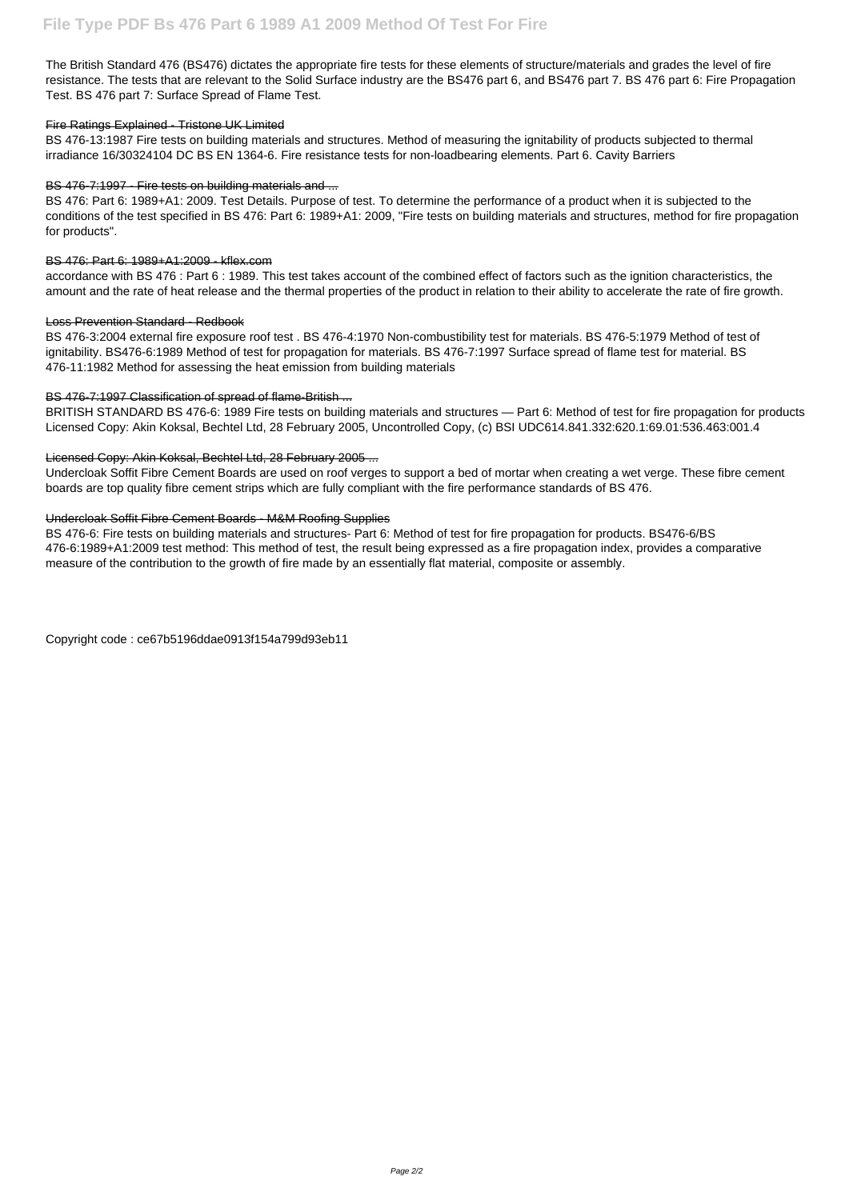The British Standard 476 (BS476) dictates the appropriate fire tests for these elements of structure/materials and grades the level of fire resistance. The tests that are relevant to the Solid Surface industry are the BS476 part 6, and BS476 part 7. BS 476 part 6: Fire Propagation Test. BS 476 part 7: Surface Spread of Flame Test.

~~Fire Ratings Explained - Tristone UK Limited~~

BS 476-13:1987 Fire tests on building materials and structures. Method of measuring the ignitability of products subjected to thermal irradiance 16/30324104 DC BS EN 1364-6. Fire resistance tests for non-loadbearing elements. Part 6. Cavity Barriers

~~BS 476-7:1997 - Fire tests on building materials and ...~~

BS 476: Part 6: 1989+A1: 2009. Test Details. Purpose of test. To determine the performance of a product when it is subjected to the conditions of the test specified in BS 476: Part 6: 1989+A1: 2009, "Fire tests on building materials and structures, method for fire propagation for products".

~~BS 476: Part 6: 1989+A1:2009 - kflex.com~~

accordance with BS 476 : Part 6 : 1989. This test takes account of the combined effect of factors such as the ignition characteristics, the amount and the rate of heat release and the thermal properties of the product in relation to their ability to accelerate the rate of fire growth.

~~Loss Prevention Standard - Redbook~~

BS 476-3:2004 external fire exposure roof test . BS 476-4:1970 Non-combustibility test for materials. BS 476-5:1979 Method of test of ignitability. BS476-6:1989 Method of test for propagation for materials. BS 476-7:1997 Surface spread of flame test for material. BS 476-11:1982 Method for assessing the heat emission from building materials

~~BS 476-7:1997 Classification of spread of flame-British ...~~

BRITISH STANDARD BS 476-6: 1989 Fire tests on building materials and structures — Part 6: Method of test for fire propagation for products Licensed Copy: Akin Koksal, Bechtel Ltd, 28 February 2005, Uncontrolled Copy, (c) BSI UDC614.841.332:620.1:69.01:536.463:001.4

~~Licensed Copy: Akin Koksal, Bechtel Ltd, 28 February 2005 ...~~

Undercloak Soffit Fibre Cement Boards are used on roof verges to support a bed of mortar when creating a wet verge. These fibre cement boards are top quality fibre cement strips which are fully compliant with the fire performance standards of BS 476.

~~Undercloak Soffit Fibre Cement Boards - M&M Roofing Supplies~~

BS 476-6: Fire tests on building materials and structures- Part 6: Method of test for fire propagation for products. BS476-6/BS 476-6:1989+A1:2009 test method: This method of test, the result being expressed as a fire propagation index, provides a comparative measure of the contribution to the growth of fire made by an essentially flat material, composite or assembly.

Copyright code : ce67b5196ddae0913f154a799d93eb11